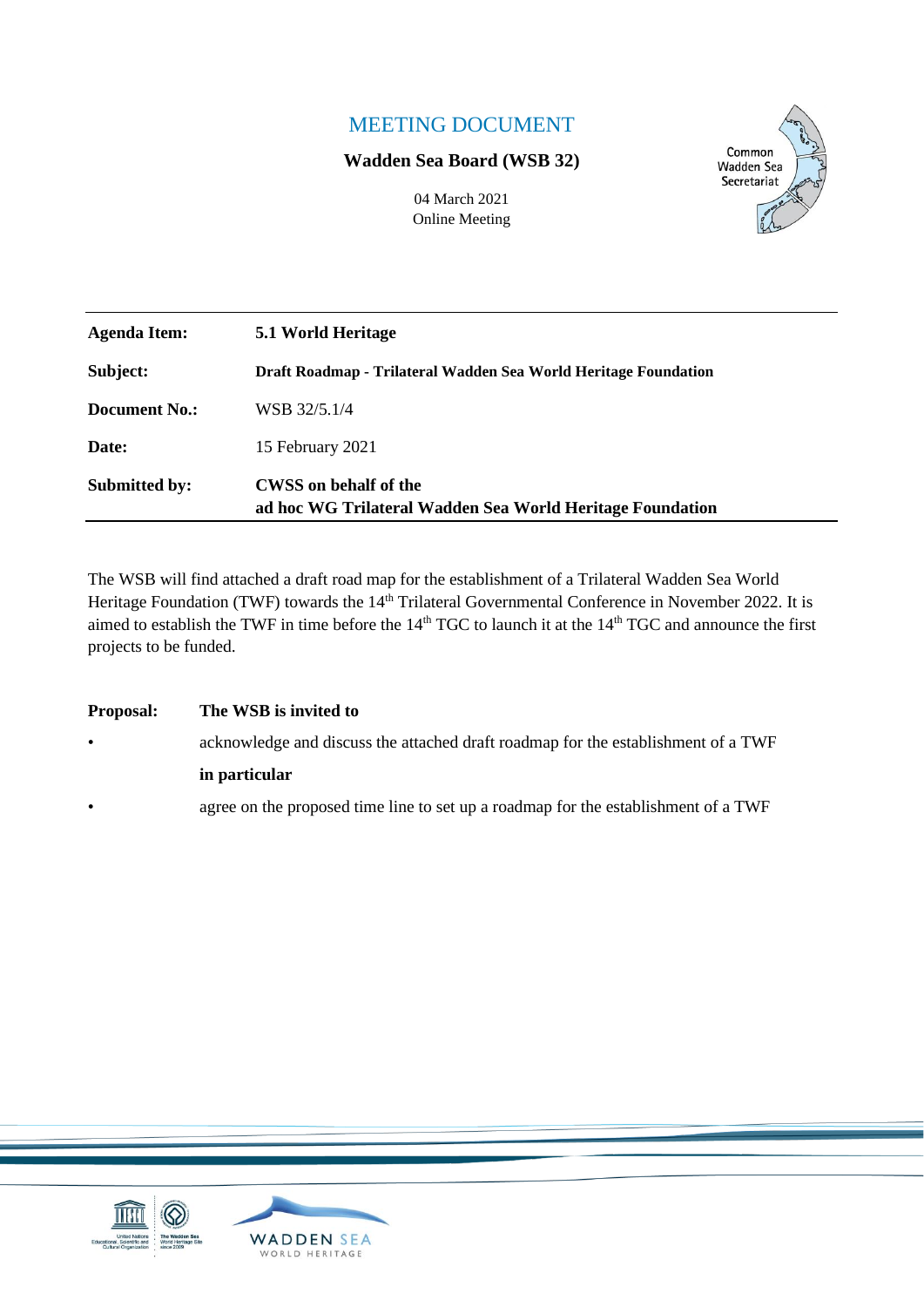# MEETING DOCUMENT

**Wadden Sea Board (WSB 32)**

04 March 2021
Online Meeting

| | |
|---|---|
| **Agenda Item:** | **5.1 World Heritage** |
| **Subject:** | **Draft Roadmap - Trilateral Wadden Sea World Heritage Foundation** |
| **Document No.:** | WSB 32/5.1/4 |
| **Date:** | 15 February 2021 |
| **Submitted by:** | **CWSS on behalf of the ad hoc WG Trilateral Wadden Sea World Heritage Foundation** |

The WSB will find attached a draft road map for the establishment of a Trilateral Wadden Sea World Heritage Foundation (TWF) towards the 14th Trilateral Governmental Conference in November 2022. It is aimed to establish the TWF in time before the 14th TGC to launch it at the 14th TGC and announce the first projects to be funded.

**Proposal:** **The WSB is invited to**

- acknowledge and discuss the attached draft roadmap for the establishment of a TWF

**in particular**

- agree on the proposed time line to set up a roadmap for the establishment of a TWF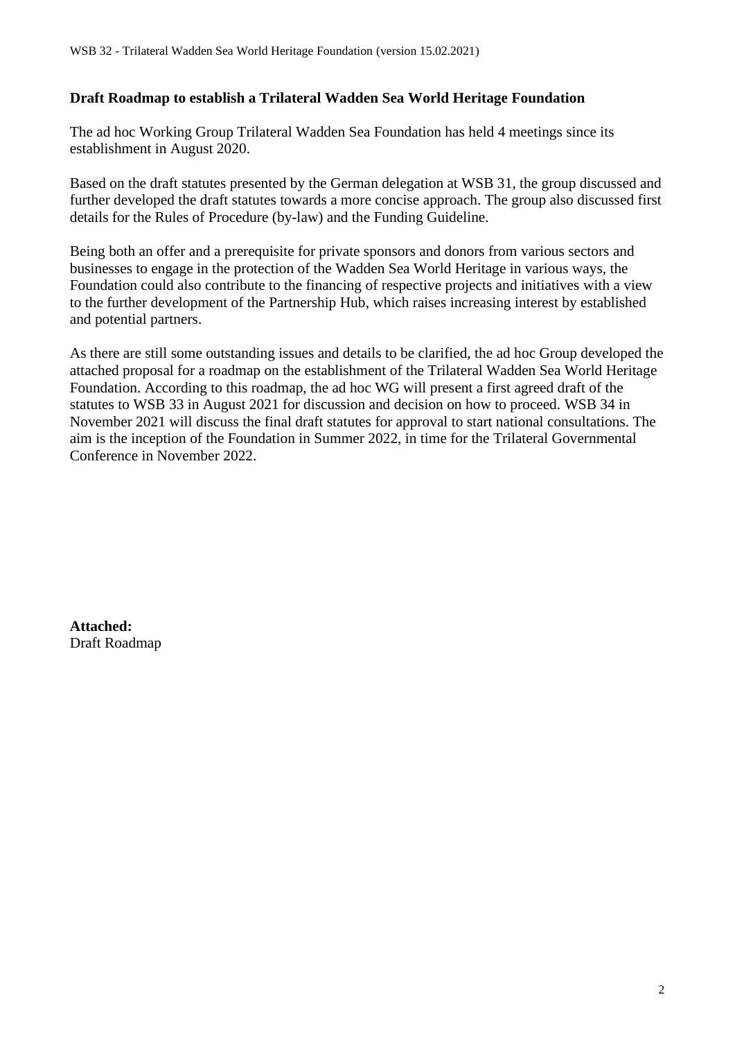**Draft Roadmap to establish a Trilateral Wadden Sea World Heritage Foundation**

The ad hoc Working Group Trilateral Wadden Sea Foundation has held 4 meetings since its establishment in August 2020.

Based on the draft statutes presented by the German delegation at WSB 31, the group discussed and further developed the draft statutes towards a more concise approach. The group also discussed first details for the Rules of Procedure (by-law) and the Funding Guideline.

Being both an offer and a prerequisite for private sponsors and donors from various sectors and businesses to engage in the protection of the Wadden Sea World Heritage in various ways, the Foundation could also contribute to the financing of respective projects and initiatives with a view to the further development of the Partnership Hub, which raises increasing interest by established and potential partners.

As there are still some outstanding issues and details to be clarified, the ad hoc Group developed the attached proposal for a roadmap on the establishment of the Trilateral Wadden Sea World Heritage Foundation. According to this roadmap, the ad hoc WG will present a first agreed draft of the statutes to WSB 33 in August 2021 for discussion and decision on how to proceed. WSB 34 in November 2021 will discuss the final draft statutes for approval to start national consultations. The aim is the inception of the Foundation in Summer 2022, in time for the Trilateral Governmental Conference in November 2022.

**Attached:**
Draft Roadmap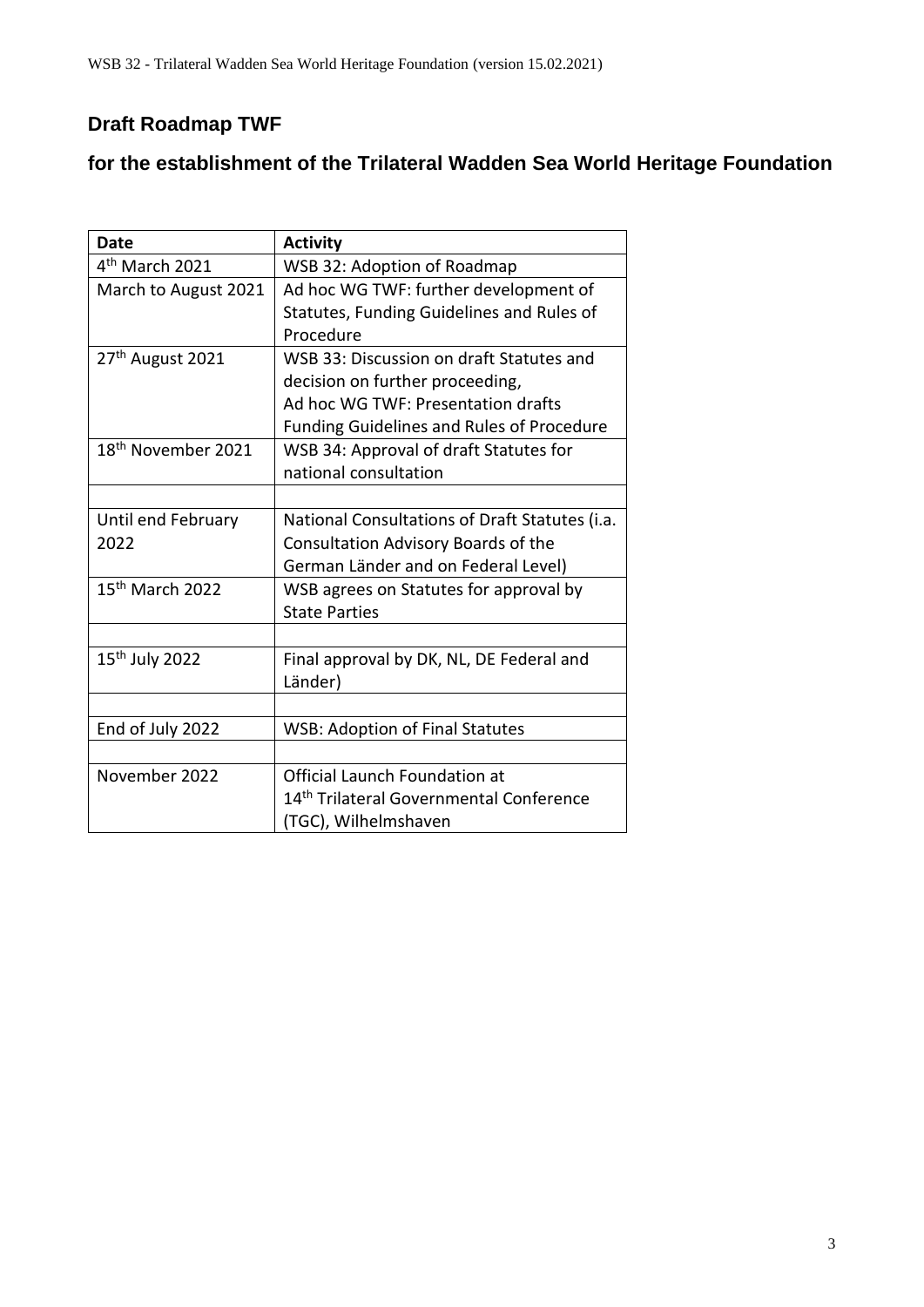## Draft Roadmap TWF

## for the establishment of the Trilateral Wadden Sea World Heritage Foundation

| Date | Activity |
|---|---|
| 4th March 2021 | WSB 32: Adoption of Roadmap |
| March to August 2021 | Ad hoc WG TWF: further development of Statutes, Funding Guidelines and Rules of Procedure |
| 27th August 2021 | WSB 33: Discussion on draft Statutes and decision on further proceeding, Ad hoc WG TWF: Presentation drafts Funding Guidelines and Rules of Procedure |
| 18th November 2021 | WSB 34: Approval of draft Statutes for national consultation |
| | |
| Until end February 2022 | National Consultations of Draft Statutes (i.a. Consultation Advisory Boards of the German Länder and on Federal Level) |
| 15th March 2022 | WSB agrees on Statutes for approval by State Parties |
| | |
| 15th July 2022 | Final approval by DK, NL, DE Federal and Länder) |
| | |
| End of July 2022 | WSB: Adoption of Final Statutes |
| | |
| November 2022 | Official Launch Foundation at 14th Trilateral Governmental Conference (TGC), Wilhelmshaven |